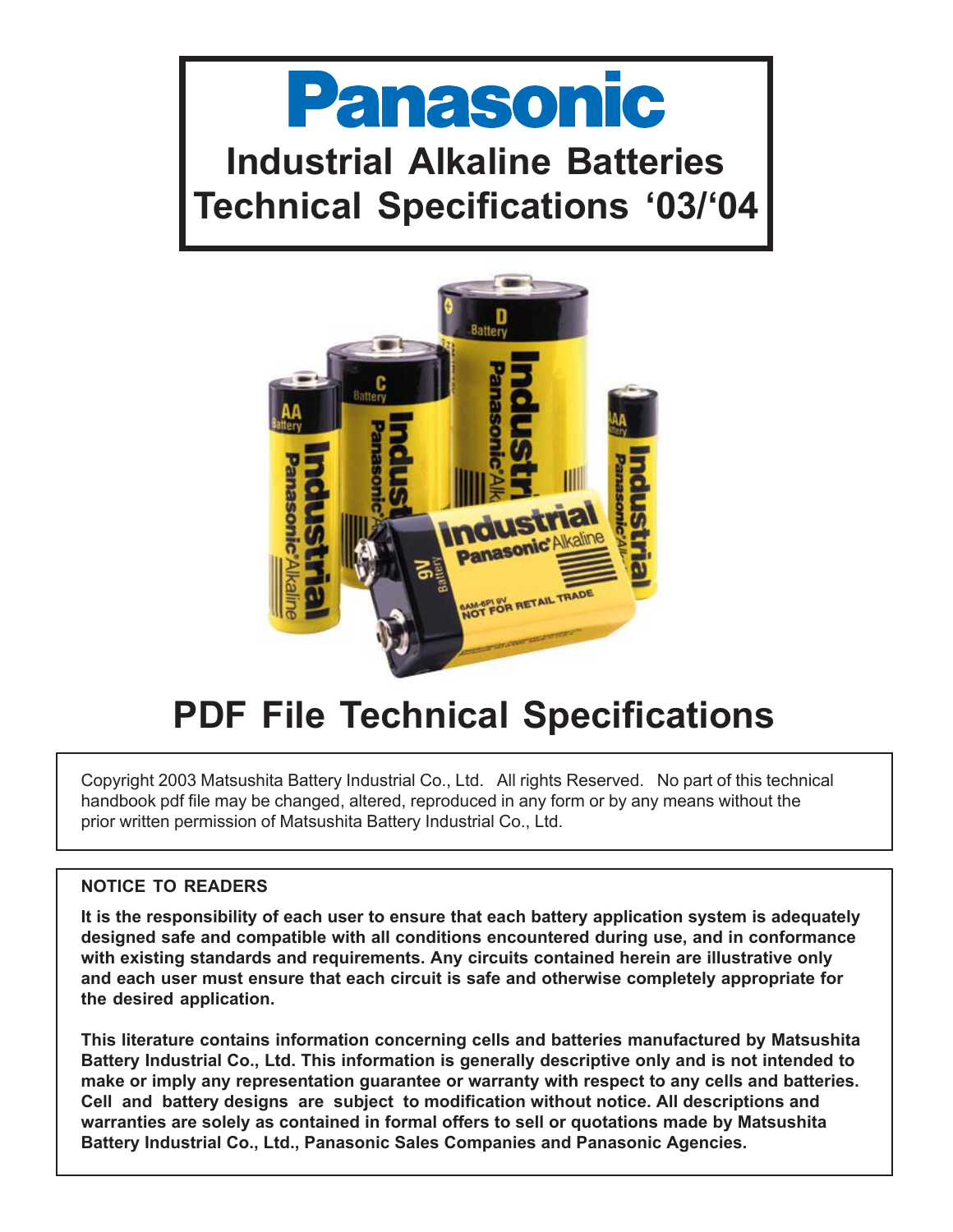# Panasonic

# Industrial Alkaline Batteries Technical Specifications '03/'04

## PDF File Technical Specifications

Copyright 2003 Matsushita Battery Industrial Co., Ltd. All rights Reserved. No part of this technical handbook pdf file may be changed, altered, reproduced in any form or by any means without the prior written permission of Matsushita Battery Industrial Co., Ltd.

**NOTICE TO READERS**

**It is the responsibility of each user to ensure that each battery application system is adequately designed safe and compatible with all conditions encountered during use, and in conformance with existing standards and requirements. Any circuits contained herein are illustrative only and each user must ensure that each circuit is safe and otherwise completely appropriate for the desired application.**

**This literature contains information concerning cells and batteries manufactured by Matsushita Battery Industrial Co., Ltd. This information is generally descriptive only and is not intended to make or imply any representation guarantee or warranty with respect to any cells and batteries. Cell and battery designs are subject to modification without notice. All descriptions and warranties are solely as contained in formal offers to sell or quotations made by Matsushita Battery Industrial Co., Ltd., Panasonic Sales Companies and Panasonic Agencies.**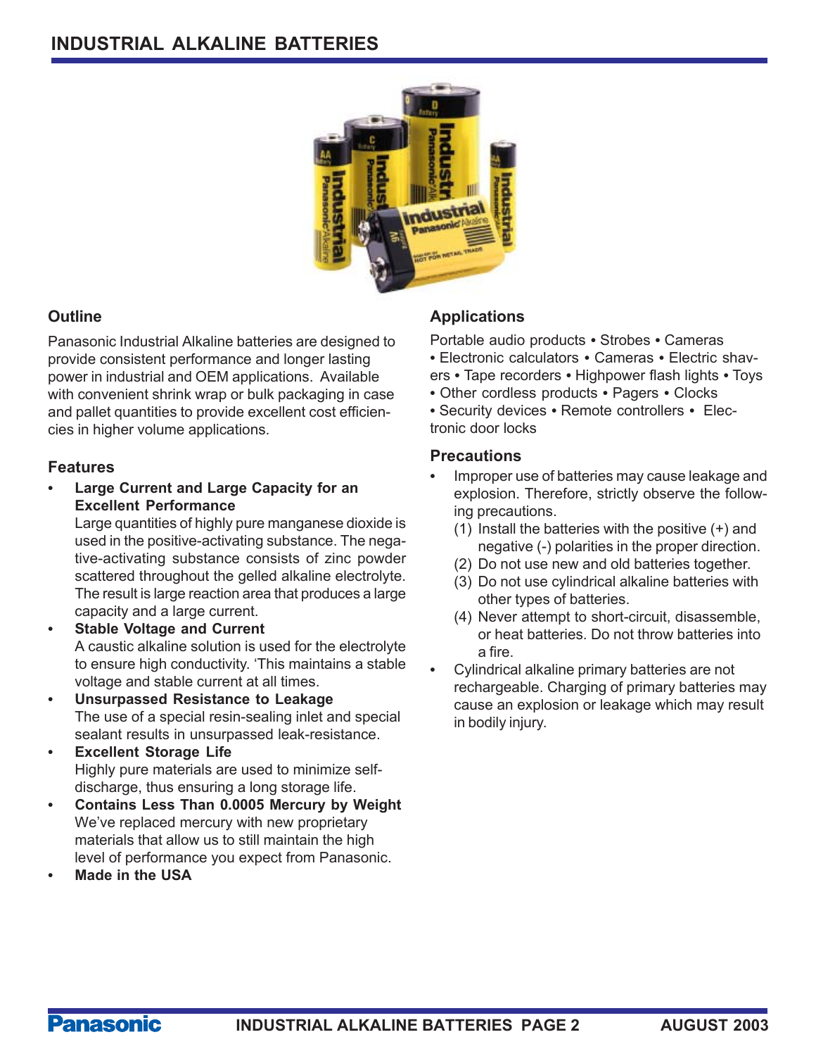# INDUSTRIAL ALKALINE BATTERIES

## Outline

Panasonic Industrial Alkaline batteries are designed to provide consistent performance and longer lasting power in industrial and OEM applications. Available with convenient shrink wrap or bulk packaging in case and pallet quantities to provide excellent cost efficiencies in higher volume applications.

## Features

- **Large Current and Large Capacity for an Excellent Performance**
  Large quantities of highly pure manganese dioxide is used in the positive-activating substance. The negative-activating substance consists of zinc powder scattered throughout the gelled alkaline electrolyte. The result is large reaction area that produces a large capacity and a large current.
- **Stable Voltage and Current**
  A caustic alkaline solution is used for the electrolyte to ensure high conductivity. 'This maintains a stable voltage and stable current at all times.
- **Unsurpassed Resistance to Leakage**
  The use of a special resin-sealing inlet and special sealant results in unsurpassed leak-resistance.
- **Excellent Storage Life**
  Highly pure materials are used to minimize self-discharge, thus ensuring a long storage life.
- **Contains Less Than 0.0005 Mercury by Weight**
  We've replaced mercury with new proprietary materials that allow us to still maintain the high level of performance you expect from Panasonic.
- **Made in the USA**

## Applications

Portable audio products • Strobes • Cameras • Electronic calculators • Cameras • Electric shavers • Tape recorders • Highpower flash lights • Toys • Other cordless products • Pagers • Clocks • Security devices • Remote controllers • Electronic door locks

## Precautions

- Improper use of batteries may cause leakage and explosion. Therefore, strictly observe the following precautions.
  (1) Install the batteries with the positive (+) and negative (-) polarities in the proper direction.
  (2) Do not use new and old batteries together.
  (3) Do not use cylindrical alkaline batteries with other types of batteries.
  (4) Never attempt to short-circuit, disassemble, or heat batteries. Do not throw batteries into a fire.
- Cylindrical alkaline primary batteries are not rechargeable. Charging of primary batteries may cause an explosion or leakage which may result in bodily injury.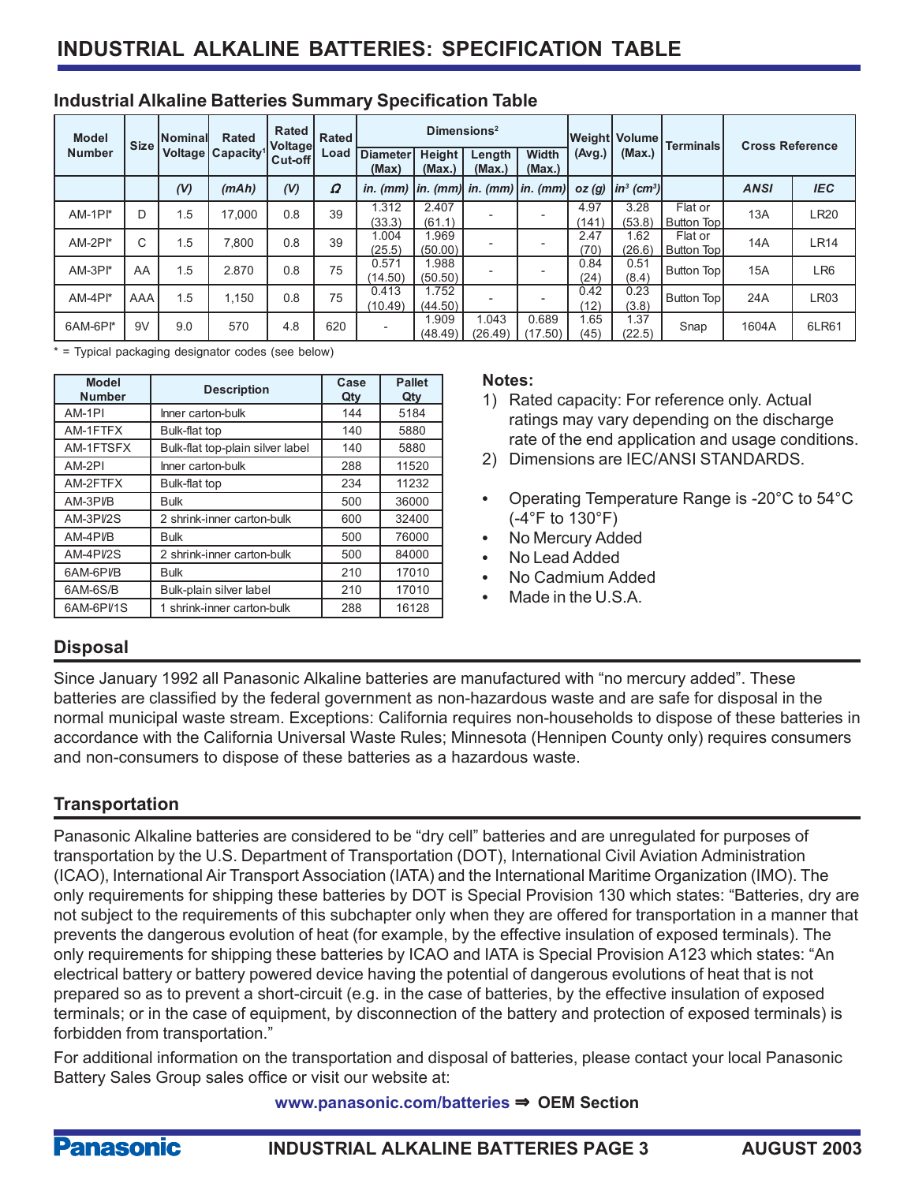# INDUSTRIAL ALKALINE BATTERIES: SPECIFICATION TABLE

## Industrial Alkaline Batteries Summary Specification Table

| Model Number | Size | Nominal Voltage | Rated Capacity[1] | Rated Voltage Cut-off | Rated Load | Dimensions[2] | | | | Weight (Avg.) | Volume (Max.) | Terminals | Cross Reference | |
|---|---|---|---|---|---|---|---|---|---|---|---|---|---|---|
| | | | | | | Diameter (Max) | Height (Max.) | Length (Max.) | Width (Max.) | | | | | |
| | | *(V)* | *(mAh)* | *(V)* | *Ω* | *in. (mm)* | *in. (mm)* | *in. (mm)* | *in. (mm)* | *oz (g)* | *in³ (cm³)* | | *ANSI* | *IEC* |
| AM-1PI* | D | 1.5 | 17,000 | 0.8 | 39 | 1.312 (33.3) | 2.407 (61.1) | - | - | 4.97 (141) | 3.28 (53.8) | Flat or Button Top | 13A | LR20 |
| AM-2PI* | C | 1.5 | 7,800 | 0.8 | 39 | 1.004 (25.5) | 1.969 (50.00) | - | - | 2.47 (70) | 1.62 (26.6) | Flat or Button Top | 14A | LR14 |
| AM-3PI* | AA | 1.5 | 2.870 | 0.8 | 75 | 0.571 (14.50) | 1.988 (50.50) | - | - | 0.84 (24) | 0.51 (8.4) | Button Top | 15A | LR6 |
| AM-4PI* | AAA | 1.5 | 1,150 | 0.8 | 75 | 0.413 (10.49) | 1.752 (44.50) | - | - | 0.42 (12) | 0.23 (3.8) | Button Top | 24A | LR03 |
| 6AM-6PI* | 9V | 9.0 | 570 | 4.8 | 620 | - | 1.909 (48.49) | 1.043 (26.49) | 0.689 (17.50) | 1.65 (45) | 1.37 (22.5) | Snap | 1604A | 6LR61 |

* = Typical packaging designator codes (see below)

| Model Number | Description | Case Qty | Pallet Qty |
|---|---|---|---|
| AM-1PI | Inner carton-bulk | 144 | 5184 |
| AM-1FTFX | Bulk-flat top | 140 | 5880 |
| AM-1FTSFX | Bulk-flat top-plain silver label | 140 | 5880 |
| AM-2PI | Inner carton-bulk | 288 | 11520 |
| AM-2FTFX | Bulk-flat top | 234 | 11232 |
| AM-3PI/B | Bulk | 500 | 36000 |
| AM-3PI/2S | 2 shrink-inner carton-bulk | 600 | 32400 |
| AM-4PI/B | Bulk | 500 | 76000 |
| AM-4PI/2S | 2 shrink-inner carton-bulk | 500 | 84000 |
| 6AM-6PI/B | Bulk | 210 | 17010 |
| 6AM-6S/B | Bulk-plain silver label | 210 | 17010 |
| 6AM-6PI/1S | 1 shrink-inner carton-bulk | 288 | 16128 |

**Notes:**

1) Rated capacity: For reference only. Actual ratings may vary depending on the discharge rate of the end application and usage conditions.
2) Dimensions are IEC/ANSI STANDARDS.

- Operating Temperature Range is -20°C to 54°C (-4°F to 130°F)
- No Mercury Added
- No Lead Added
- No Cadmium Added
- Made in the U.S.A.

## Disposal

Since January 1992 all Panasonic Alkaline batteries are manufactured with "no mercury added". These batteries are classified by the federal government as non-hazardous waste and are safe for disposal in the normal municipal waste stream. Exceptions: California requires non-households to dispose of these batteries in accordance with the California Universal Waste Rules; Minnesota (Hennipen County only) requires consumers and non-consumers to dispose of these batteries as a hazardous waste.

## Transportation

Panasonic Alkaline batteries are considered to be "dry cell" batteries and are unregulated for purposes of transportation by the U.S. Department of Transportation (DOT), International Civil Aviation Administration (ICAO), International Air Transport Association (IATA) and the International Maritime Organization (IMO). The only requirements for shipping these batteries by DOT is Special Provision 130 which states: "Batteries, dry are not subject to the requirements of this subchapter only when they are offered for transportation in a manner that prevents the dangerous evolution of heat (for example, by the effective insulation of exposed terminals). The only requirements for shipping these batteries by ICAO and IATA is Special Provision A123 which states: "An electrical battery or battery powered device having the potential of dangerous evolutions of heat that is not prepared so as to prevent a short-circuit (e.g. in the case of batteries, by the effective insulation of exposed terminals; or in the case of equipment, by disconnection of the battery and protection of exposed terminals) is forbidden from transportation."

For additional information on the transportation and disposal of batteries, please contact your local Panasonic Battery Sales Group sales office or visit our website at:

**www.panasonic.com/batteries ⇒ OEM Section**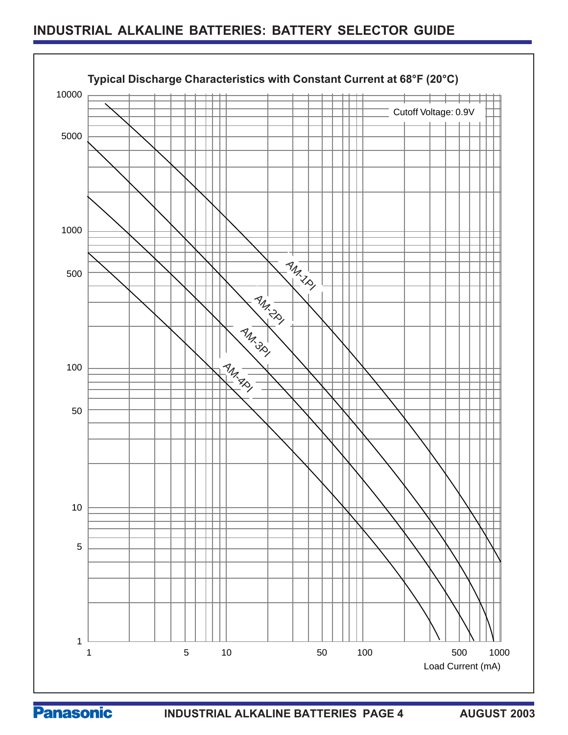# INDUSTRIAL ALKALINE BATTERIES: BATTERY SELECTOR GUIDE

**Typical Discharge Characteristics with Constant Current at 68°F (20°C)**

Cutoff Voltage: 0.9V

AM-1PI

AM-2PI

AM-3PI

AM-4PI

Y-axis: 1, 5, 10, 50, 100, 500, 1000, 5000, 10000

X-axis: 1, 5, 10, 50, 100, 500, 1000

Load Current (mA)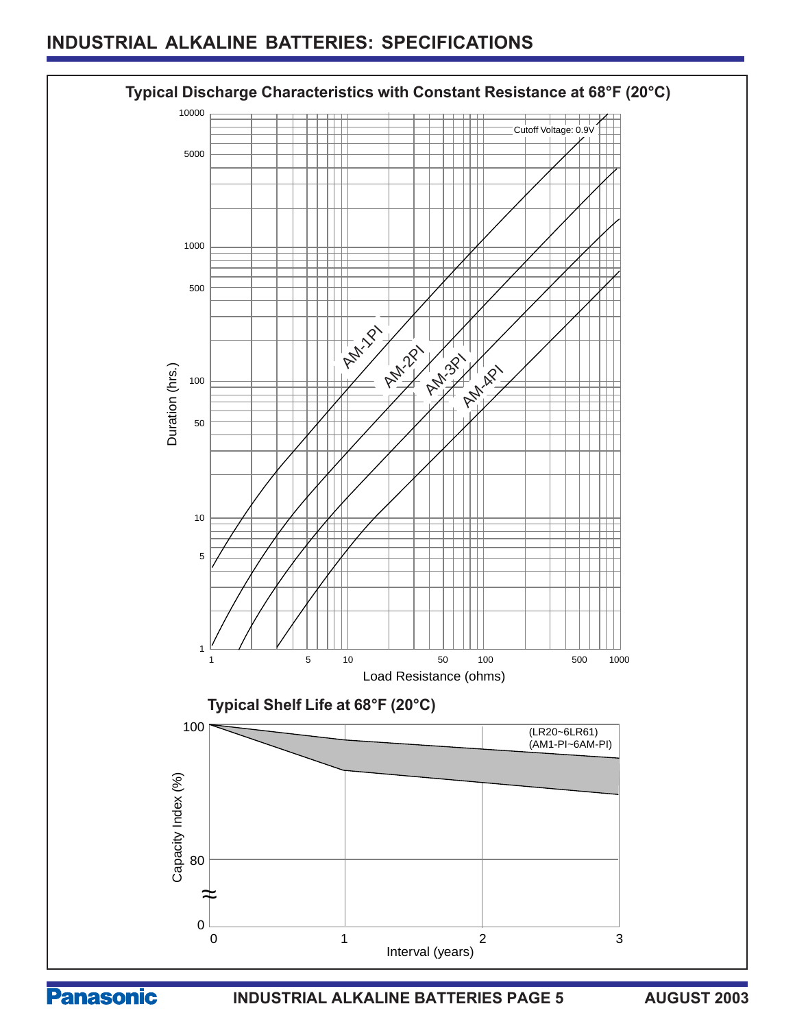# INDUSTRIAL ALKALINE BATTERIES: SPECIFICATIONS

## Typical Discharge Characteristics with Constant Resistance at 68°F (20°C)

Cutoff Voltage: 0.9V

AM-1PI, AM-2PI, AM-3PI, AM-4PI

Duration (hrs.): 1, 5, 10, 50, 100, 500, 1000, 5000, 10000

Load Resistance (ohms): 1, 5, 10, 50, 100, 500, 1000

## Typical Shelf Life at 68°F (20°C)

(LR20~6LR61)
(AM1-PI~6AM-PI)

Capacity Index (%): 0, 80, 100

Interval (years): 0, 1, 2, 3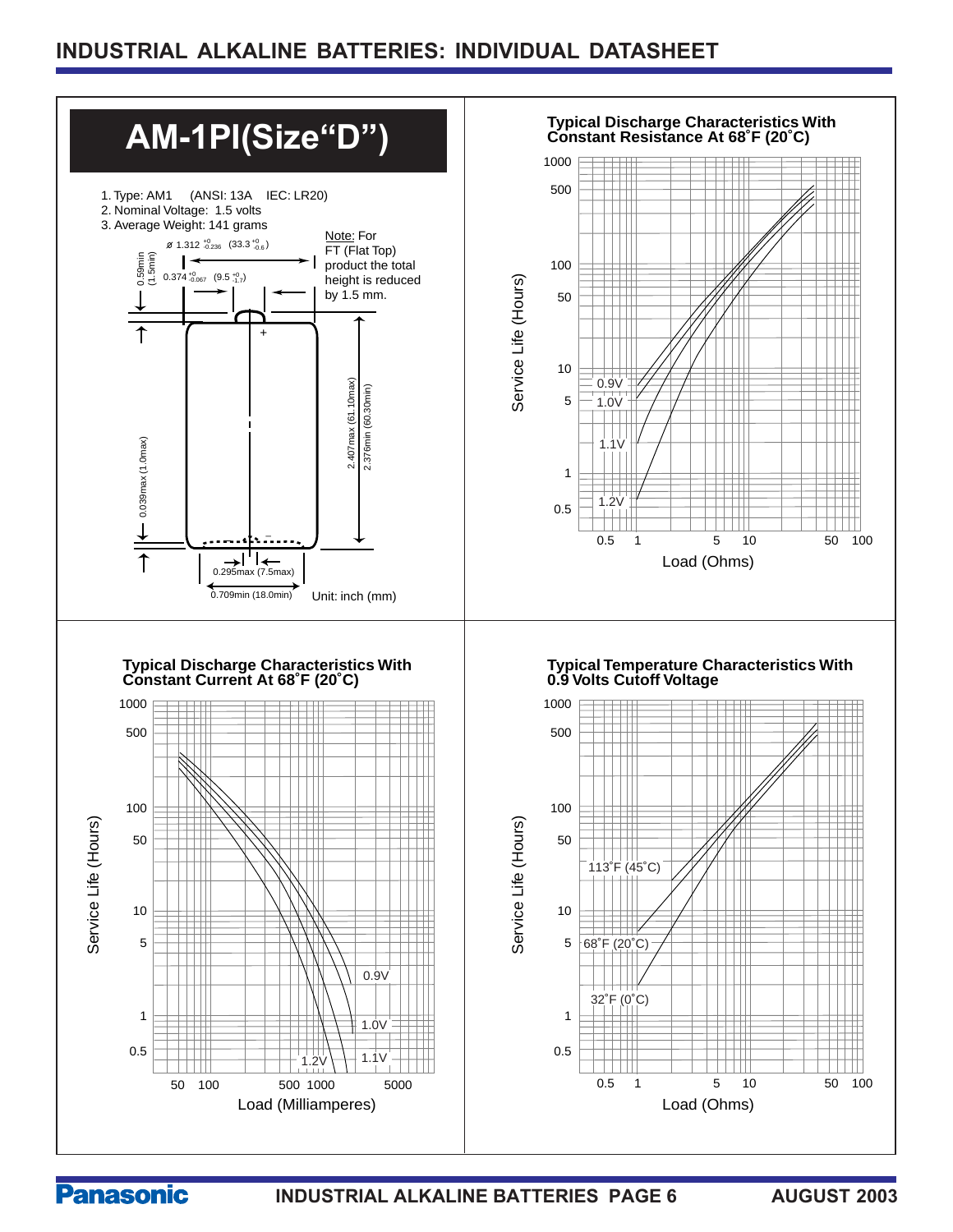# AM-1PI(Size"D")

1. Type: AM1 (ANSI: 13A IEC: LR20)
2. Nominal Voltage: 1.5 volts
3. Average Weight: 141 grams

Ø 1.312 $^{+0}_{-0.236}$ (33.3 $^{+0}_{-0.6}$)

0.59min (1.5min)

0.374 $^{+0}_{-0.067}$ (9.5 $^{+0}_{-1.7}$)

Note: For FT (Flat Top) product the total height is reduced by 1.5 mm.

2.407max (61.10max)

2.376min (60.30min)

0.039max (1.0max)

0.295max (7.5max)

0.709min (18.0min)

Unit: inch (mm)

## Typical Discharge Characteristics With Constant Resistance At 68˚F (20˚C)

Service Life (Hours) vs. Load (Ohms); curves: 0.9V, 1.0V, 1.1V, 1.2V

## Typical Discharge Characteristics With Constant Current At 68˚F (20˚C)

Service Life (Hours) vs. Load (Milliamperes); curves: 0.9V, 1.0V, 1.1V, 1.2V

## Typical Temperature Characteristics With 0.9 Volts Cutoff Voltage

Service Life (Hours) vs. Load (Ohms); curves: 113˚F (45˚C), 68˚F (20˚C), 32˚F (0˚C)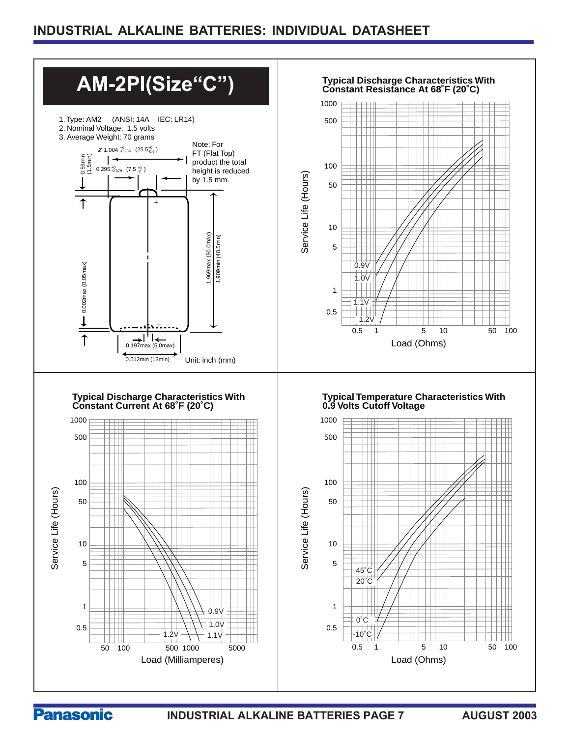# INDUSTRIAL ALKALINE BATTERIES: INDIVIDUAL DATASHEET

## AM-2PI(Size"C")

1. Type: AM2 (ANSI: 14A IEC: LR14)
2. Nominal Voltage: 1.5 volts
3. Average Weight: 70 grams

Ø 1.004 $^{+0}_{-0.236}$ (25.5$^{+0}_{-0.6}$)

0.295 $^{+0}_{-0.079}$ (7.5 $^{+0}_{-2}$)

0.59min (1.5min)

Note: For FT (Flat Top) product the total height is reduced by 1.5 mm.

1.969max (50.0max)

1.909min (48.5min)

0.002max (0.05max)

0.197max (5.0max)

0.512min (13min)

Unit: inch (mm)

### Typical Discharge Characteristics With Constant Resistance At 68˚F (20˚C)

Service Life (Hours) vs. Load (Ohms); curves: 0.9V, 1.0V, 1.1V, 1.2V

### Typical Discharge Characteristics With Constant Current At 68˚F (20˚C)

Service Life (Hours) vs. Load (Milliamperes); curves: 0.9V, 1.0V, 1.1V, 1.2V

### Typical Temperature Characteristics With 0.9 Volts Cutoff Voltage

Service Life (Hours) vs. Load (Ohms); curves: 45˚C, 20˚C, 0˚C, -10˚C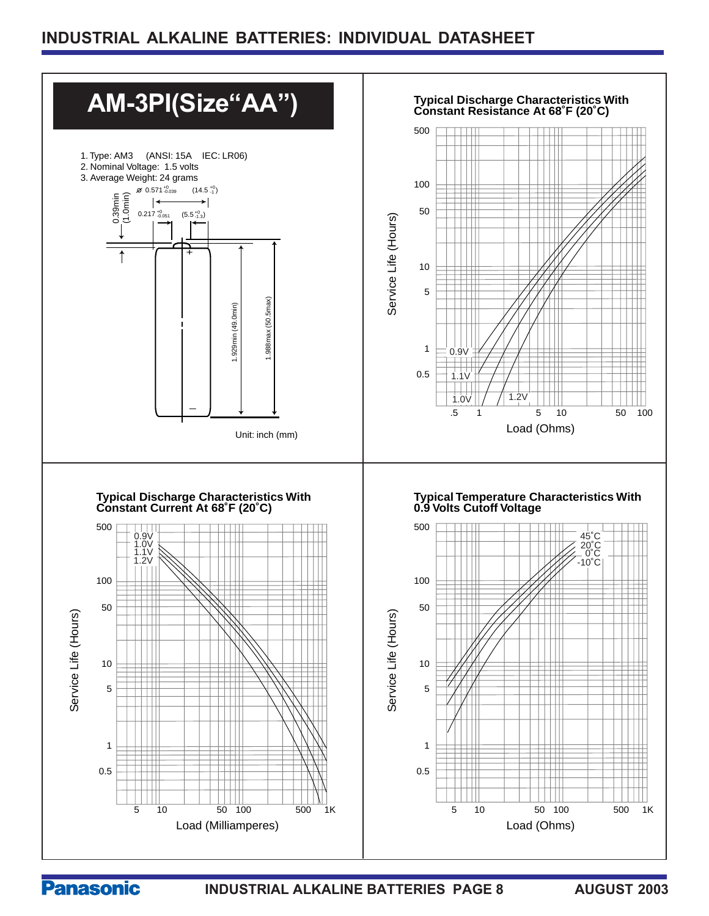# AM-3PI(Size"AA")

1. Type: AM3 (ANSI: 15A IEC: LR06)
2. Nominal Voltage: 1.5 volts
3. Average Weight: 24 grams

Ø 0.571 $^{+0}_{-0.039}$ (14.5 $^{+0}_{-1}$)

0.217 $^{+0}_{-0.051}$ (5.5 $^{+0}_{-1.3}$)

0.39min (1.0min)

1.929min (49.0min)

1.988max (50.5max)

Unit: inch (mm)

### Typical Discharge Characteristics With Constant Resistance At 68˚F (20˚C)

Service Life (Hours) vs. Load (Ohms) — curves for 0.9V, 1.0V, 1.1V, 1.2V

### Typical Discharge Characteristics With Constant Current At 68˚F (20˚C)

Service Life (Hours) vs. Load (Milliamperes) — curves for 0.9V, 1.0V, 1.1V, 1.2V

### Typical Temperature Characteristics With 0.9 Volts Cutoff Voltage

Service Life (Hours) vs. Load (Ohms) — curves for 45˚C, 20˚C, 0˚C, -10˚C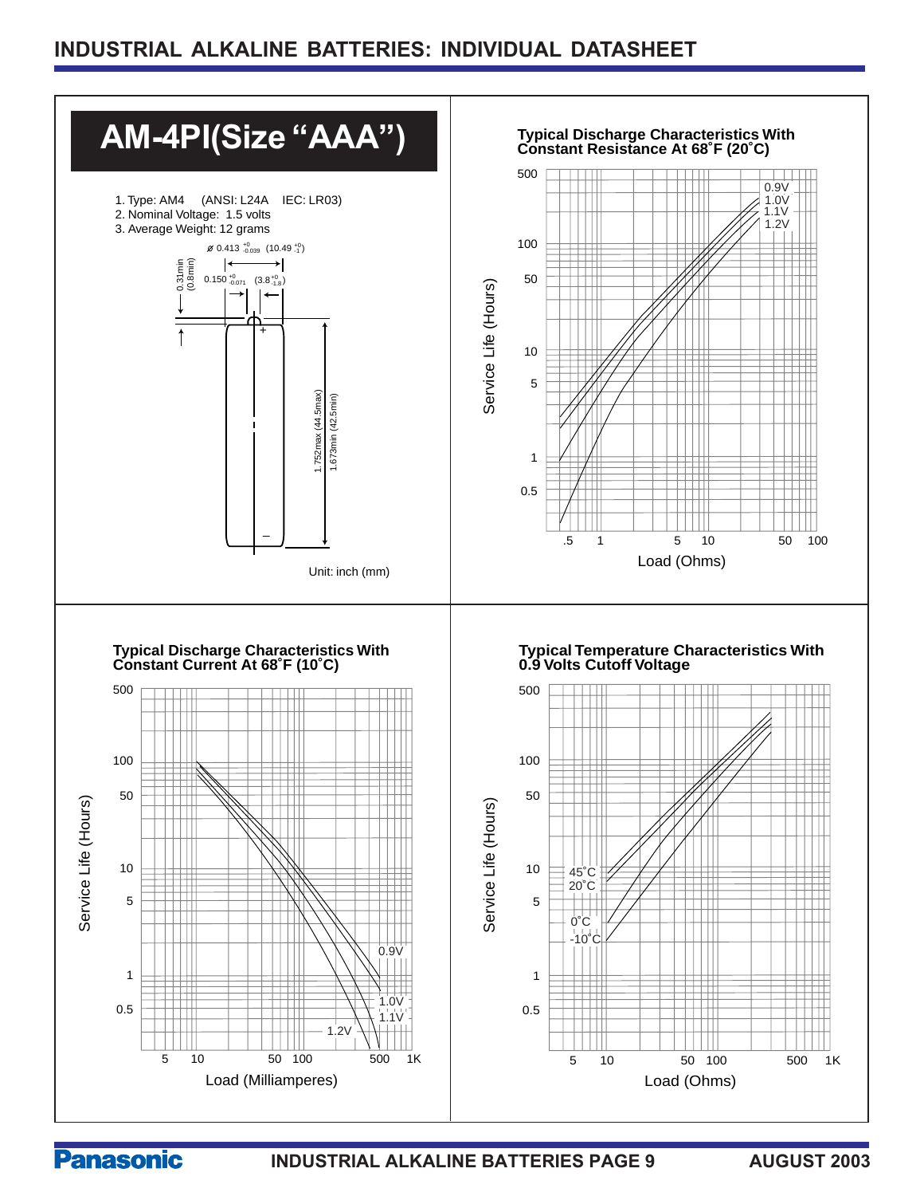# AM-4PI(Size “AAA”)

1. Type: AM4 (ANSI: L24A IEC: LR03)
2. Nominal Voltage: 1.5 volts
3. Average Weight: 12 grams

Ø 0.413 $^{+0}_{-0.039}$ (10.49 $^{+0}_{-1}$)

0.150 $^{+0}_{-0.071}$ (3.8 $^{+0}_{-1.8}$)

0.31min (0.8min)

1.752max (44.5max)

1.673min (42.5min)

Unit: inch (mm)

### Typical Discharge Characteristics With Constant Resistance At 68˚F (20˚C)

Service Life (Hours) vs. Load (Ohms)

0.9V, 1.0V, 1.1V, 1.2V

### Typical Discharge Characteristics With Constant Current At 68˚F (10˚C)

Service Life (Hours) vs. Load (Milliamperes)

0.9V, 1.0V, 1.1V, 1.2V

### Typical Temperature Characteristics With 0.9 Volts Cutoff Voltage

Service Life (Hours) vs. Load (Ohms)

45˚C, 20˚C, 0˚C, -10˚C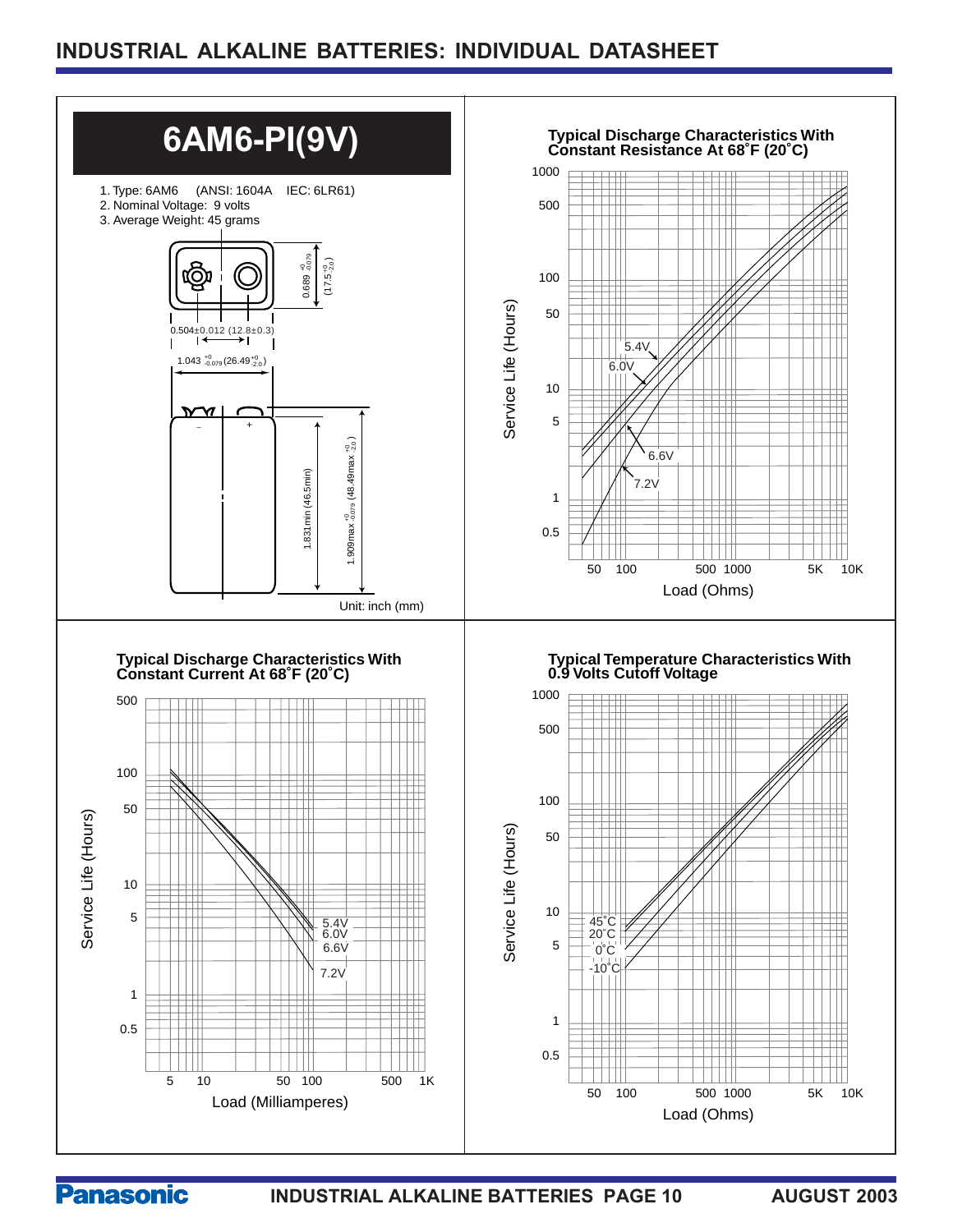# 6AM6-PI(9V)

1. Type: 6AM6 (ANSI: 1604A IEC: 6LR61)
2. Nominal Voltage: 9 volts
3. Average Weight: 45 grams

0.689 $^{+0}_{-0.079}$ (17.5 $^{+0}_{-2.0}$)

0.504±0.012 (12.8±0.3)

1.043 $^{+0}_{-0.079}$ (26.49 $^{+0}_{-2.0}$)

1.831min (46.5min)

1.909max $^{+0}_{-0.079}$ (48.49max $^{+0}_{-2.0}$)

Unit: inch (mm)

### Typical Discharge Characteristics With Constant Resistance At 68˚F (20˚C)

Service Life (Hours)

1000, 500, 100, 50, 10, 5, 1, 0.5

5.4V
6.0V
6.6V
7.2V

50, 100, 500, 1000, 5K, 10K

Load (Ohms)

### Typical Discharge Characteristics With Constant Current At 68˚F (20˚C)

Service Life (Hours)

500, 100, 50, 10, 5, 1, 0.5

5.4V
6.0V
6.6V
7.2V

5, 10, 50, 100, 500, 1K

Load (Milliamperes)

### Typical Temperature Characteristics With 0.9 Volts Cutoff Voltage

Service Life (Hours)

1000, 500, 100, 50, 10, 5, 1, 0.5

45˚C
20˚C
0˚C
-10˚C

50, 100, 500, 1000, 5K, 10K

Load (Ohms)